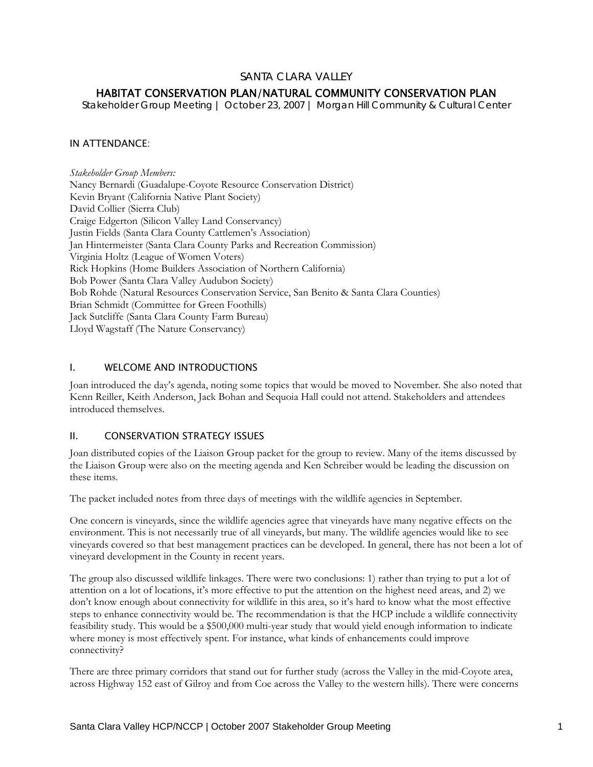# SANTA CLARA VALLEY

## HABITAT CONSERVATION PLAN/NATURAL COMMUNITY CONSERVATION PLAN

Stakeholder Group Meeting | October 23, 2007 | Morgan Hill Community & Cultural Center

### IN ATTENDANCE:

*Stakeholder Group Members:*
Nancy Bernardi (Guadalupe-Coyote Resource Conservation District)
Kevin Bryant (California Native Plant Society)
David Collier (Sierra Club)
Craige Edgerton (Silicon Valley Land Conservancy)
Justin Fields (Santa Clara County Cattlemen's Association)
Jan Hintermeister (Santa Clara County Parks and Recreation Commission)
Virginia Holtz (League of Women Voters)
Rick Hopkins (Home Builders Association of Northern California)
Bob Power (Santa Clara Valley Audubon Society)
Bob Rohde (Natural Resources Conservation Service, San Benito & Santa Clara Counties)
Brian Schmidt (Committee for Green Foothills)
Jack Sutcliffe (Santa Clara County Farm Bureau)
Lloyd Wagstaff (The Nature Conservancy)

### I. WELCOME AND INTRODUCTIONS

Joan introduced the day's agenda, noting some topics that would be moved to November. She also noted that Kenn Reiller, Keith Anderson, Jack Bohan and Sequoia Hall could not attend. Stakeholders and attendees introduced themselves.

### II. CONSERVATION STRATEGY ISSUES

Joan distributed copies of the Liaison Group packet for the group to review. Many of the items discussed by the Liaison Group were also on the meeting agenda and Ken Schreiber would be leading the discussion on these items.

The packet included notes from three days of meetings with the wildlife agencies in September.

One concern is vineyards, since the wildlife agencies agree that vineyards have many negative effects on the environment. This is not necessarily true of all vineyards, but many. The wildlife agencies would like to see vineyards covered so that best management practices can be developed. In general, there has not been a lot of vineyard development in the County in recent years.

The group also discussed wildlife linkages. There were two conclusions: 1) rather than trying to put a lot of attention on a lot of locations, it's more effective to put the attention on the highest need areas, and 2) we don't know enough about connectivity for wildlife in this area, so it's hard to know what the most effective steps to enhance connectivity would be. The recommendation is that the HCP include a wildlife connectivity feasibility study. This would be a $500,000 multi-year study that would yield enough information to indicate where money is most effectively spent. For instance, what kinds of enhancements could improve connectivity?

There are three primary corridors that stand out for further study (across the Valley in the mid-Coyote area, across Highway 152 east of Gilroy and from Coe across the Valley to the western hills). There were concerns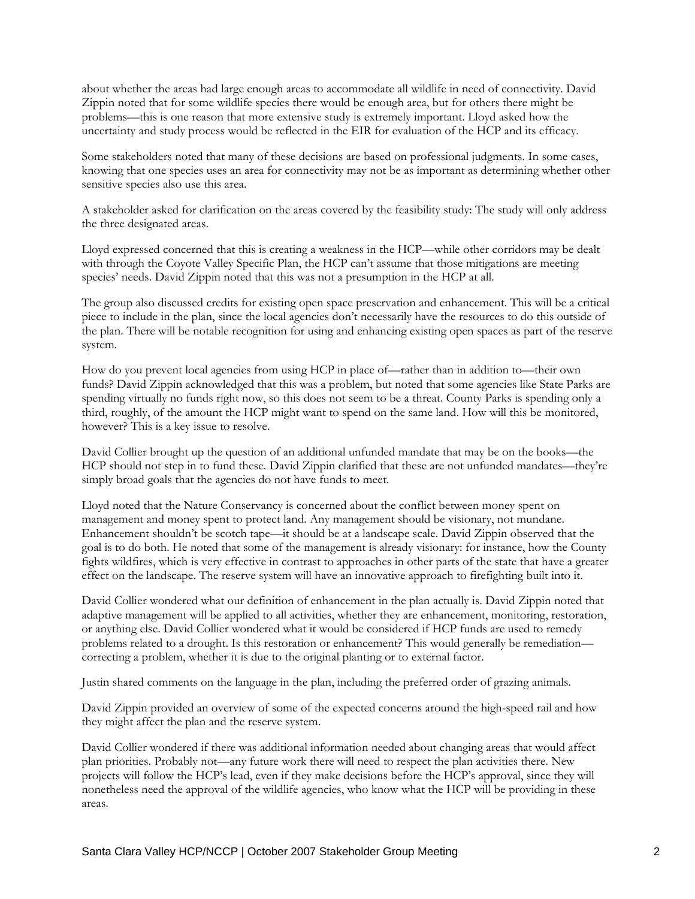about whether the areas had large enough areas to accommodate all wildlife in need of connectivity. David Zippin noted that for some wildlife species there would be enough area, but for others there might be problems—this is one reason that more extensive study is extremely important. Lloyd asked how the uncertainty and study process would be reflected in the EIR for evaluation of the HCP and its efficacy.

Some stakeholders noted that many of these decisions are based on professional judgments. In some cases, knowing that one species uses an area for connectivity may not be as important as determining whether other sensitive species also use this area.

A stakeholder asked for clarification on the areas covered by the feasibility study: The study will only address the three designated areas.

Lloyd expressed concerned that this is creating a weakness in the HCP—while other corridors may be dealt with through the Coyote Valley Specific Plan, the HCP can't assume that those mitigations are meeting species' needs. David Zippin noted that this was not a presumption in the HCP at all.

The group also discussed credits for existing open space preservation and enhancement. This will be a critical piece to include in the plan, since the local agencies don't necessarily have the resources to do this outside of the plan. There will be notable recognition for using and enhancing existing open spaces as part of the reserve system.

How do you prevent local agencies from using HCP in place of—rather than in addition to—their own funds? David Zippin acknowledged that this was a problem, but noted that some agencies like State Parks are spending virtually no funds right now, so this does not seem to be a threat. County Parks is spending only a third, roughly, of the amount the HCP might want to spend on the same land. How will this be monitored, however? This is a key issue to resolve.

David Collier brought up the question of an additional unfunded mandate that may be on the books—the HCP should not step in to fund these. David Zippin clarified that these are not unfunded mandates—they're simply broad goals that the agencies do not have funds to meet.

Lloyd noted that the Nature Conservancy is concerned about the conflict between money spent on management and money spent to protect land. Any management should be visionary, not mundane. Enhancement shouldn't be scotch tape—it should be at a landscape scale. David Zippin observed that the goal is to do both. He noted that some of the management is already visionary: for instance, how the County fights wildfires, which is very effective in contrast to approaches in other parts of the state that have a greater effect on the landscape. The reserve system will have an innovative approach to firefighting built into it.

David Collier wondered what our definition of enhancement in the plan actually is. David Zippin noted that adaptive management will be applied to all activities, whether they are enhancement, monitoring, restoration, or anything else. David Collier wondered what it would be considered if HCP funds are used to remedy problems related to a drought. Is this restoration or enhancement? This would generally be remediation—correcting a problem, whether it is due to the original planting or to external factor.

Justin shared comments on the language in the plan, including the preferred order of grazing animals.

David Zippin provided an overview of some of the expected concerns around the high-speed rail and how they might affect the plan and the reserve system.

David Collier wondered if there was additional information needed about changing areas that would affect plan priorities. Probably not—any future work there will need to respect the plan activities there. New projects will follow the HCP's lead, even if they make decisions before the HCP's approval, since they will nonetheless need the approval of the wildlife agencies, who know what the HCP will be providing in these areas.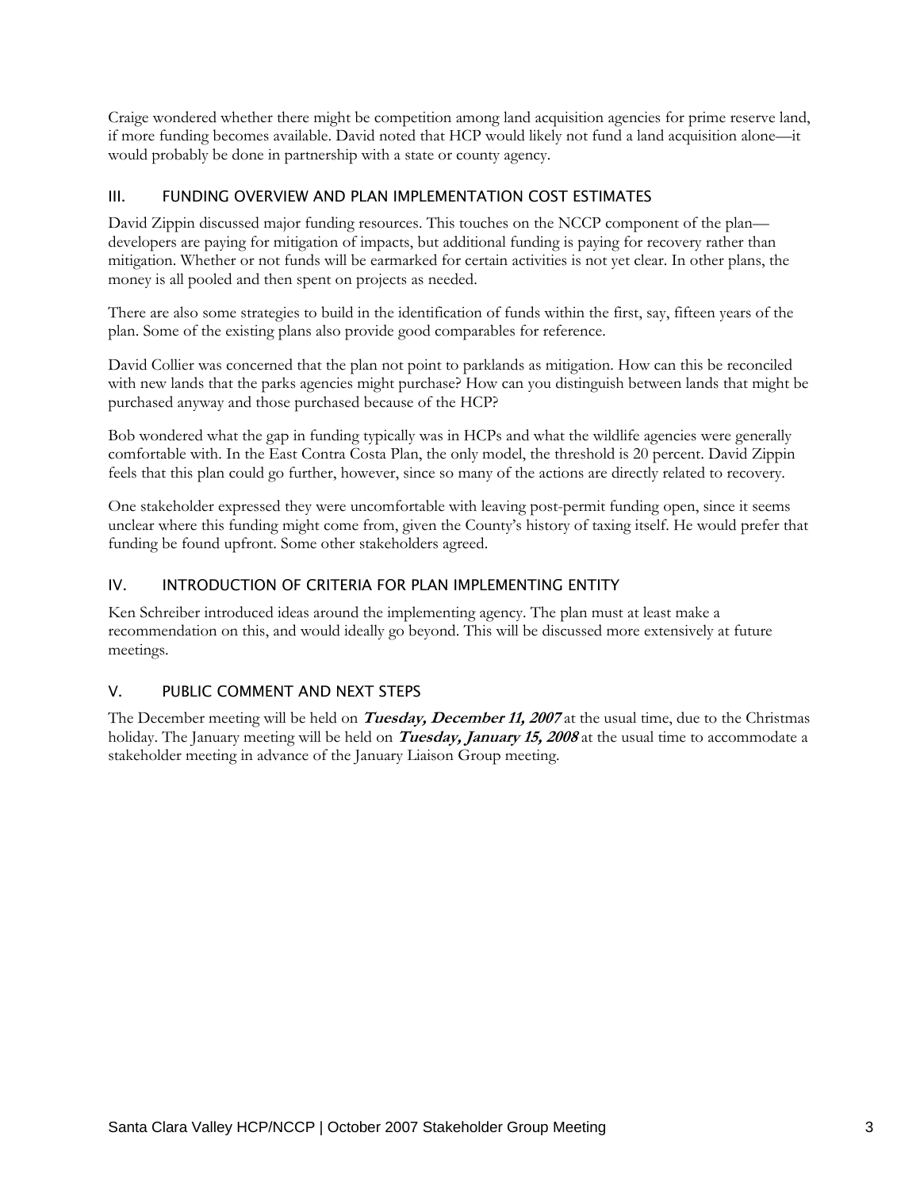Craige wondered whether there might be competition among land acquisition agencies for prime reserve land, if more funding becomes available. David noted that HCP would likely not fund a land acquisition alone—it would probably be done in partnership with a state or county agency.

## III. FUNDING OVERVIEW AND PLAN IMPLEMENTATION COST ESTIMATES

David Zippin discussed major funding resources. This touches on the NCCP component of the plan—developers are paying for mitigation of impacts, but additional funding is paying for recovery rather than mitigation. Whether or not funds will be earmarked for certain activities is not yet clear. In other plans, the money is all pooled and then spent on projects as needed.

There are also some strategies to build in the identification of funds within the first, say, fifteen years of the plan. Some of the existing plans also provide good comparables for reference.

David Collier was concerned that the plan not point to parklands as mitigation. How can this be reconciled with new lands that the parks agencies might purchase? How can you distinguish between lands that might be purchased anyway and those purchased because of the HCP?

Bob wondered what the gap in funding typically was in HCPs and what the wildlife agencies were generally comfortable with. In the East Contra Costa Plan, the only model, the threshold is 20 percent. David Zippin feels that this plan could go further, however, since so many of the actions are directly related to recovery.

One stakeholder expressed they were uncomfortable with leaving post-permit funding open, since it seems unclear where this funding might come from, given the County's history of taxing itself. He would prefer that funding be found upfront. Some other stakeholders agreed.

## IV. INTRODUCTION OF CRITERIA FOR PLAN IMPLEMENTING ENTITY

Ken Schreiber introduced ideas around the implementing agency. The plan must at least make a recommendation on this, and would ideally go beyond. This will be discussed more extensively at future meetings.

## V. PUBLIC COMMENT AND NEXT STEPS

The December meeting will be held on ***Tuesday, December 11, 2007*** at the usual time, due to the Christmas holiday. The January meeting will be held on ***Tuesday, January 15, 2008*** at the usual time to accommodate a stakeholder meeting in advance of the January Liaison Group meeting.